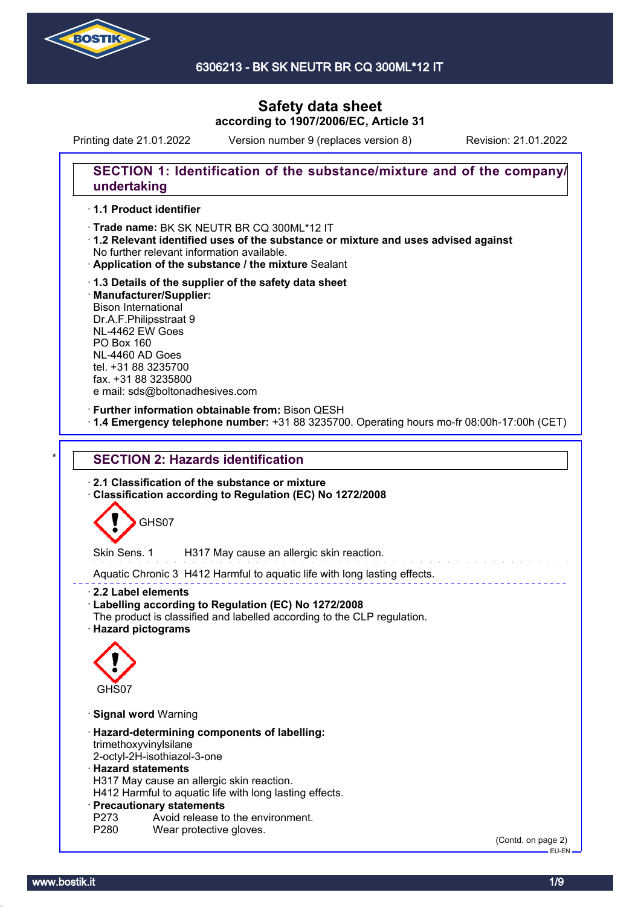# Safety data sheet
**according to 1907/2006/EC, Article 31**

Printing date 21.01.2022 Version number 9 (replaces version 8) Revision: 21.01.2022

## SECTION 1: Identification of the substance/mixture and of the company/undertaking

· **1.1 Product identifier**

· **Trade name:** BK SK NEUTR BR CQ 300ML*12 IT
· **1.2 Relevant identified uses of the substance or mixture and uses advised against**
No further relevant information available.
· **Application of the substance / the mixture** Sealant

· **1.3 Details of the supplier of the safety data sheet**
· **Manufacturer/Supplier:**
Bison International
Dr.A.F.Philipsstraat 9
NL-4462 EW Goes
PO Box 160
NL-4460 AD Goes
tel. +31 88 3235700
fax. +31 88 3235800
e mail: sds@boltonadhesives.com

· **Further information obtainable from:** Bison QESH
· **1.4 Emergency telephone number:** +31 88 3235700. Operating hours mo-fr 08:00h-17:00h (CET)

## * SECTION 2: Hazards identification

· **2.1 Classification of the substance or mixture**
· **Classification according to Regulation (EC) No 1272/2008**

GHS07

Skin Sens. 1 H317 May cause an allergic skin reaction.

Aquatic Chronic 3 H412 Harmful to aquatic life with long lasting effects.

· **2.2 Label elements**
· **Labelling according to Regulation (EC) No 1272/2008**
The product is classified and labelled according to the CLP regulation.
· **Hazard pictograms**

GHS07

· **Signal word** Warning

· **Hazard-determining components of labelling:**
trimethoxyvinylsilane
2-octyl-2H-isothiazol-3-one
· **Hazard statements**
H317 May cause an allergic skin reaction.
H412 Harmful to aquatic life with long lasting effects.
· **Precautionary statements**
P273 Avoid release to the environment.
P280 Wear protective gloves.

(Contd. on page 2)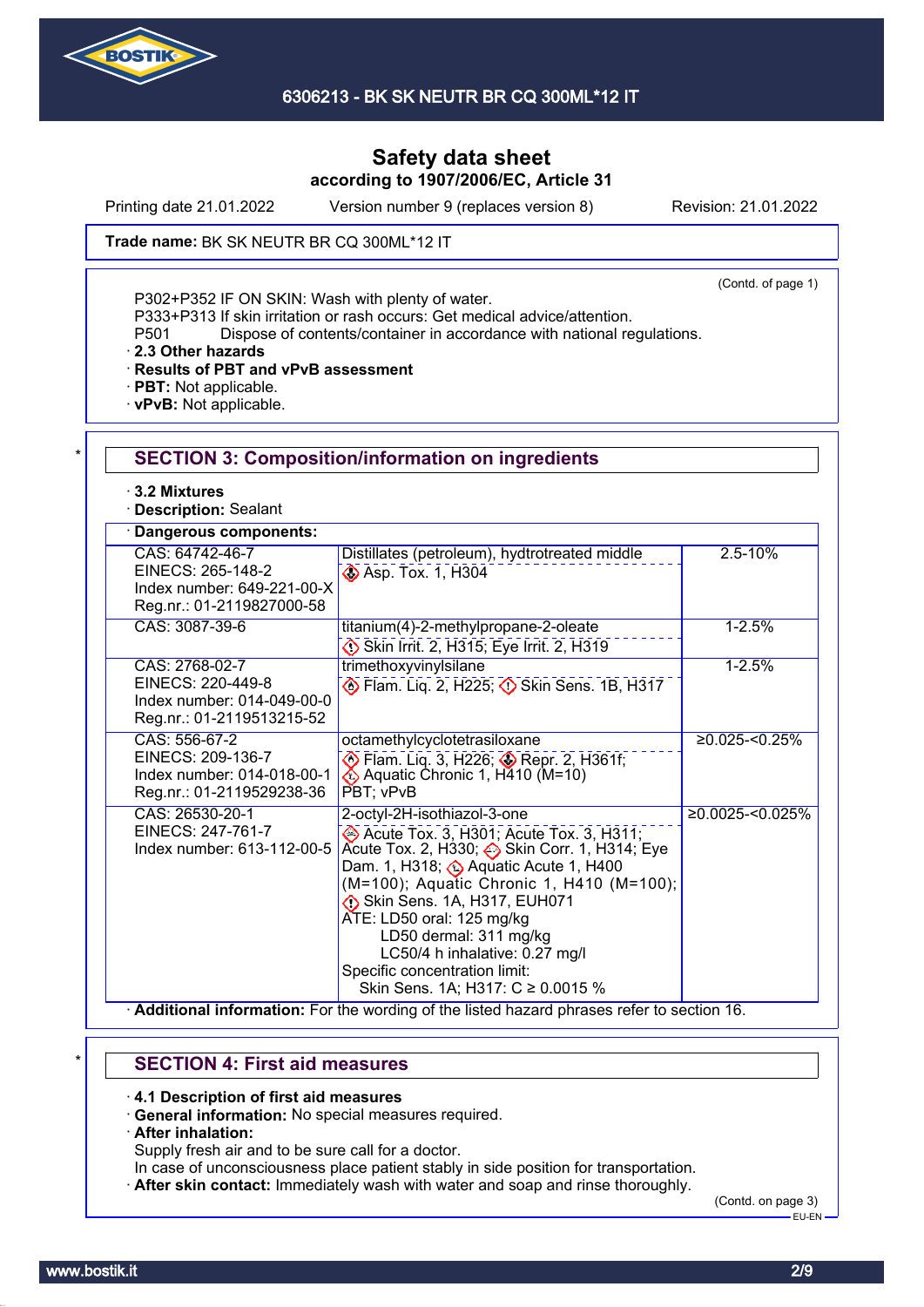# Safety data sheet
according to 1907/2006/EC, Article 31

Printing date 21.01.2022 Version number 9 (replaces version 8) Revision: 21.01.2022

**Trade name:** BK SK NEUTR BR CQ 300ML*12 IT

(Contd. of page 1)

P302+P352 IF ON SKIN: Wash with plenty of water.
P333+P313 If skin irritation or rash occurs: Get medical advice/attention.
P501 Dispose of contents/container in accordance with national regulations.

· **2.3 Other hazards**
· **Results of PBT and vPvB assessment**
· **PBT:** Not applicable.
· **vPvB:** Not applicable.

## SECTION 3: Composition/information on ingredients

· **3.2 Mixtures**
· **Description:** Sealant

· **Dangerous components:**

| Identifiers | Substance / Classification | Concentration |
|---|---|---|
| CAS: 64742-46-7<br>EINECS: 265-148-2<br>Index number: 649-221-00-X<br>Reg.nr.: 01-2119827000-58 | Distillates (petroleum), hydtrotreated middle<br>Asp. Tox. 1, H304 | 2.5-10% |
| CAS: 3087-39-6 | titanium(4)-2-methylpropane-2-oleate<br>Skin Irrit. 2, H315; Eye Irrit. 2, H319 | 1-2.5% |
| CAS: 2768-02-7<br>EINECS: 220-449-8<br>Index number: 014-049-00-0<br>Reg.nr.: 01-2119513215-52 | trimethoxyvinylsilane<br>Flam. Liq. 2, H225; Skin Sens. 1B, H317 | 1-2.5% |
| CAS: 556-67-2<br>EINECS: 209-136-7<br>Index number: 014-018-00-1<br>Reg.nr.: 01-2119529238-36 | octamethylcyclotetrasiloxane<br>Flam. Liq. 3, H226; Repr. 2, H361f; Aquatic Chronic 1, H410 (M=10)<br>PBT; vPvB | ≥0.025-<0.25% |
| CAS: 26530-20-1<br>EINECS: 247-761-7<br>Index number: 613-112-00-5 | 2-octyl-2H-isothiazol-3-one<br>Acute Tox. 3, H301; Acute Tox. 3, H311; Acute Tox. 2, H330; Skin Corr. 1, H314; Eye Dam. 1, H318; Aquatic Acute 1, H400 (M=100); Aquatic Chronic 1, H410 (M=100); Skin Sens. 1A, H317, EUH071<br>ATE: LD50 oral: 125 mg/kg<br>LD50 dermal: 311 mg/kg<br>LC50/4 h inhalative: 0.27 mg/l<br>Specific concentration limit:<br>Skin Sens. 1A; H317: C ≥ 0.0015 % | ≥0.0025-<0.025% |

· **Additional information:** For the wording of the listed hazard phrases refer to section 16.

## SECTION 4: First aid measures

· **4.1 Description of first aid measures**
· **General information:** No special measures required.
· **After inhalation:**
Supply fresh air and to be sure call for a doctor.
In case of unconsciousness place patient stably in side position for transportation.
· **After skin contact:** Immediately wash with water and soap and rinse thoroughly.

(Contd. on page 3)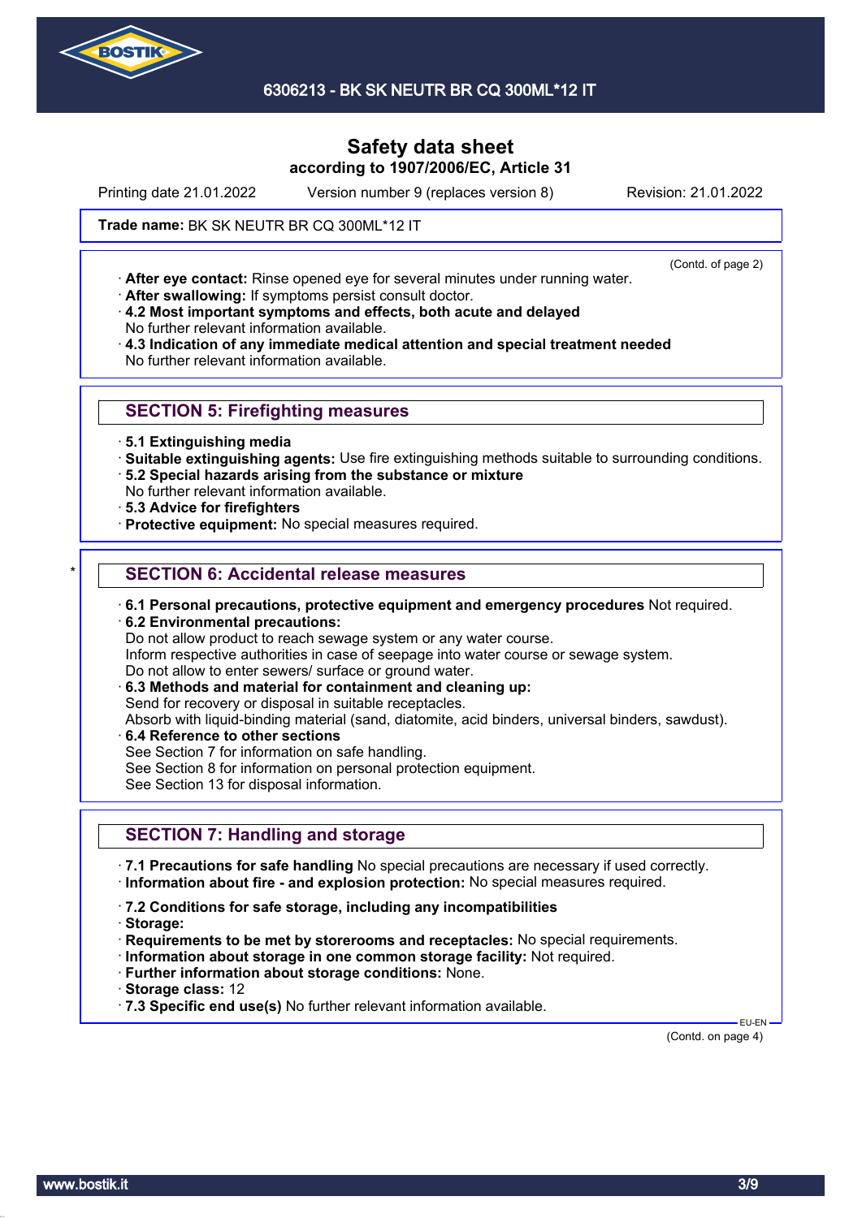# Safety data sheet
according to 1907/2006/EC, Article 31

Printing date 21.01.2022 Version number 9 (replaces version 8) Revision: 21.01.2022

**Trade name:** BK SK NEUTR BR CQ 300ML*12 IT

(Contd. of page 2)

- **After eye contact:** Rinse opened eye for several minutes under running water.
- **After swallowing:** If symptoms persist consult doctor.
- **4.2 Most important symptoms and effects, both acute and delayed**
  No further relevant information available.
- **4.3 Indication of any immediate medical attention and special treatment needed**
  No further relevant information available.

## SECTION 5: Firefighting measures

- **5.1 Extinguishing media**
- **Suitable extinguishing agents:** Use fire extinguishing methods suitable to surrounding conditions.
- **5.2 Special hazards arising from the substance or mixture**
  No further relevant information available.
- **5.3 Advice for firefighters**
- **Protective equipment:** No special measures required.

## * SECTION 6: Accidental release measures

- **6.1 Personal precautions, protective equipment and emergency procedures** Not required.
- **6.2 Environmental precautions:**
  Do not allow product to reach sewage system or any water course.
  Inform respective authorities in case of seepage into water course or sewage system.
  Do not allow to enter sewers/ surface or ground water.
- **6.3 Methods and material for containment and cleaning up:**
  Send for recovery or disposal in suitable receptacles.
  Absorb with liquid-binding material (sand, diatomite, acid binders, universal binders, sawdust).
- **6.4 Reference to other sections**
  See Section 7 for information on safe handling.
  See Section 8 for information on personal protection equipment.
  See Section 13 for disposal information.

## SECTION 7: Handling and storage

- **7.1 Precautions for safe handling** No special precautions are necessary if used correctly.
- **Information about fire - and explosion protection:** No special measures required.
- **7.2 Conditions for safe storage, including any incompatibilities**
- **Storage:**
- **Requirements to be met by storerooms and receptacles:** No special requirements.
- **Information about storage in one common storage facility:** Not required.
- **Further information about storage conditions:** None.
- **Storage class:** 12
- **7.3 Specific end use(s)** No further relevant information available.

EU-EN

(Contd. on page 4)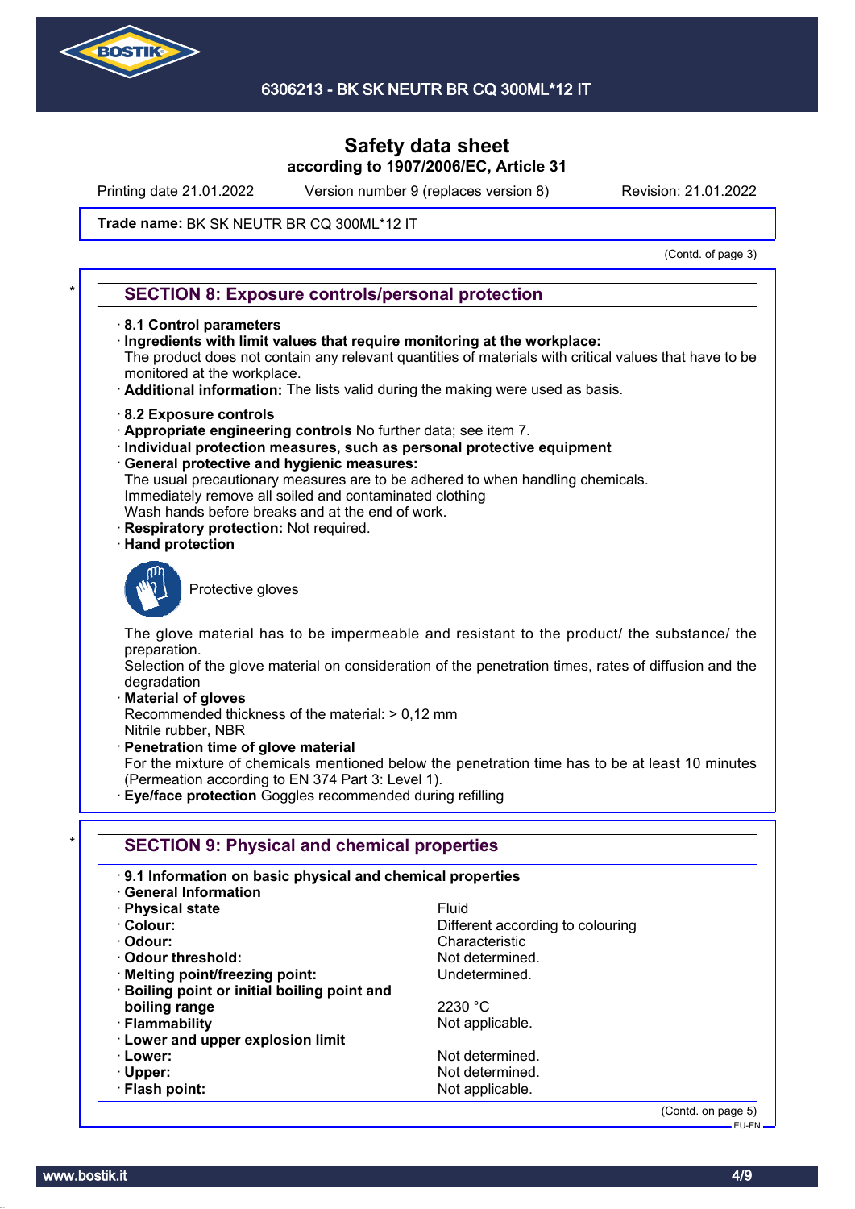Safety data sheet
according to 1907/2006/EC, Article 31

Printing date 21.01.2022 Version number 9 (replaces version 8) Revision: 21.01.2022

**Trade name:** BK SK NEUTR BR CQ 300ML*12 IT

(Contd. of page 3)

## SECTION 8: Exposure controls/personal protection

· **8.1 Control parameters**
· **Ingredients with limit values that require monitoring at the workplace:**
The product does not contain any relevant quantities of materials with critical values that have to be monitored at the workplace.
· **Additional information:** The lists valid during the making were used as basis.

· **8.2 Exposure controls**
· **Appropriate engineering controls** No further data; see item 7.
· **Individual protection measures, such as personal protective equipment**
· **General protective and hygienic measures:**
The usual precautionary measures are to be adhered to when handling chemicals.
Immediately remove all soiled and contaminated clothing
Wash hands before breaks and at the end of work.
· **Respiratory protection:** Not required.
· **Hand protection**

Protective gloves

The glove material has to be impermeable and resistant to the product/ the substance/ the preparation.
Selection of the glove material on consideration of the penetration times, rates of diffusion and the degradation
· **Material of gloves**
Recommended thickness of the material: > 0,12 mm
Nitrile rubber, NBR
· **Penetration time of glove material**
For the mixture of chemicals mentioned below the penetration time has to be at least 10 minutes (Permeation according to EN 374 Part 3: Level 1).
· **Eye/face protection** Goggles recommended during refilling

## SECTION 9: Physical and chemical properties

· **9.1 Information on basic physical and chemical properties**
· **General Information**

| | |
|---|---|
| · **Physical state** | Fluid |
| · **Colour:** | Different according to colouring |
| · **Odour:** | Characteristic |
| · **Odour threshold:** | Not determined. |
| · **Melting point/freezing point:** | Undetermined. |
| · **Boiling point or initial boiling point and boiling range** | 2230 °C |
| · **Flammability** | Not applicable. |
| · **Lower and upper explosion limit** | |
| · **Lower:** | Not determined. |
| · **Upper:** | Not determined. |
| · **Flash point:** | Not applicable. |

(Contd. on page 5)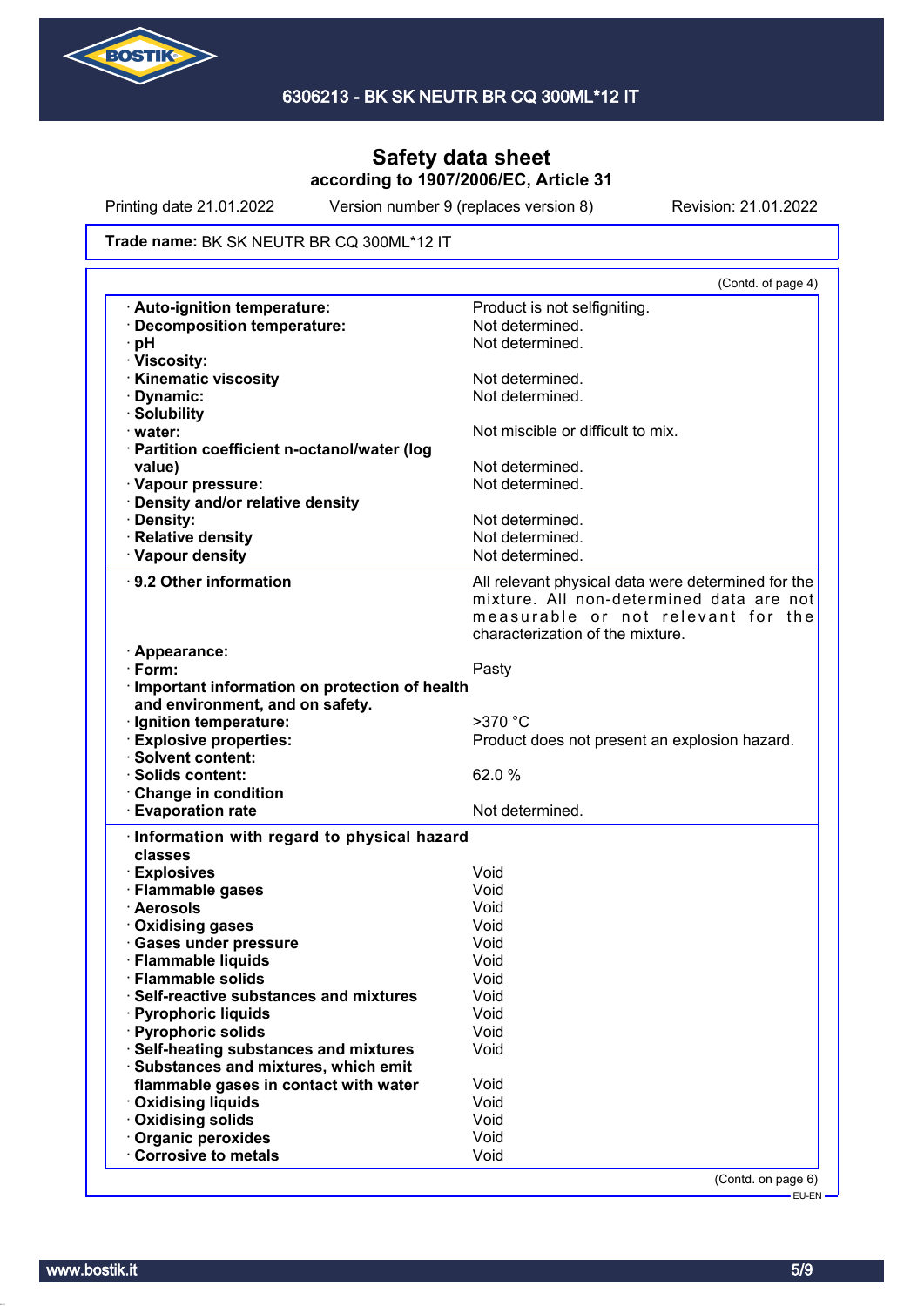# Safety data sheet
**according to 1907/2006/EC, Article 31**

Printing date 21.01.2022 Version number 9 (replaces version 8) Revision: 21.01.2022

**Trade name:** BK SK NEUTR BR CQ 300ML*12 IT

(Contd. of page 4)

| | |
|---|---|
| · **Auto-ignition temperature:** | Product is not selfigniting. |
| · **Decomposition temperature:** | Not determined. |
| · **pH** | Not determined. |
| · **Viscosity:** | |
| · **Kinematic viscosity** | Not determined. |
| · **Dynamic:** | Not determined. |
| · **Solubility** | |
| · **water:** | Not miscible or difficult to mix. |
| · **Partition coefficient n-octanol/water (log value)** | Not determined. |
| · **Vapour pressure:** | Not determined. |
| · **Density and/or relative density** | |
| · **Density:** | Not determined. |
| · **Relative density** | Not determined. |
| · **Vapour density** | Not determined. |

| | |
|---|---|
| · **9.2 Other information** | All relevant physical data were determined for the mixture. All non-determined data are not measurable or not relevant for the characterization of the mixture. |
| · **Appearance:** | |
| · **Form:** | Pasty |
| · **Important information on protection of health and environment, and on safety.** | |
| · **Ignition temperature:** | >370 °C |
| · **Explosive properties:** | Product does not present an explosion hazard. |
| · **Solvent content:** | |
| · **Solids content:** | 62.0 % |
| · **Change in condition** | |
| · **Evaporation rate** | Not determined. |

| | |
|---|---|
| · **Information with regard to physical hazard classes** | |
| · **Explosives** | Void |
| · **Flammable gases** | Void |
| · **Aerosols** | Void |
| · **Oxidising gases** | Void |
| · **Gases under pressure** | Void |
| · **Flammable liquids** | Void |
| · **Flammable solids** | Void |
| · **Self-reactive substances and mixtures** | Void |
| · **Pyrophoric liquids** | Void |
| · **Pyrophoric solids** | Void |
| · **Self-heating substances and mixtures** | Void |
| · **Substances and mixtures, which emit flammable gases in contact with water** | Void |
| · **Oxidising liquids** | Void |
| · **Oxidising solids** | Void |
| · **Organic peroxides** | Void |
| · **Corrosive to metals** | Void |

(Contd. on page 6)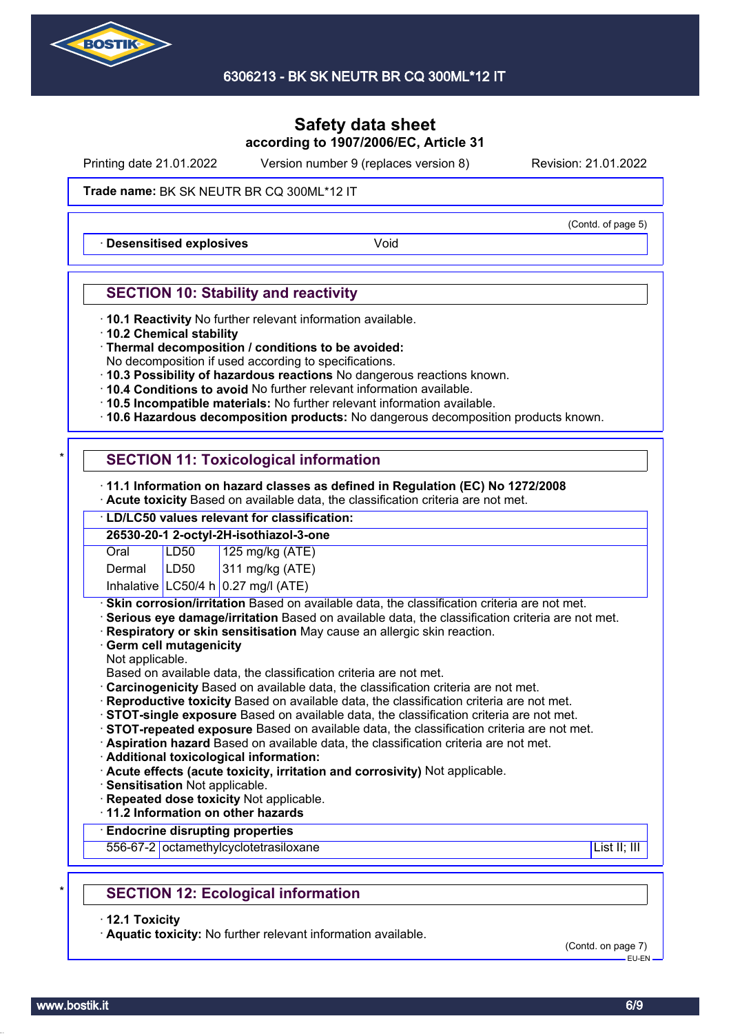Safety data sheet
according to 1907/2006/EC, Article 31

Printing date 21.01.2022 Version number 9 (replaces version 8) Revision: 21.01.2022

**Trade name:** BK SK NEUTR BR CQ 300ML*12 IT

(Contd. of page 5)

· **Desensitised explosives** Void

## SECTION 10: Stability and reactivity

· **10.1 Reactivity** No further relevant information available.
· **10.2 Chemical stability**
· **Thermal decomposition / conditions to be avoided:**
No decomposition if used according to specifications.
· **10.3 Possibility of hazardous reactions** No dangerous reactions known.
· **10.4 Conditions to avoid** No further relevant information available.
· **10.5 Incompatible materials:** No further relevant information available.
· **10.6 Hazardous decomposition products:** No dangerous decomposition products known.

## SECTION 11: Toxicological information

· **11.1 Information on hazard classes as defined in Regulation (EC) No 1272/2008**
· **Acute toxicity** Based on available data, the classification criteria are not met.

| · **LD/LC50 values relevant for classification:** | | |
|---|---|---|
| **26530-20-1 2-octyl-2H-isothiazol-3-one** | | |
| Oral | LD50 | 125 mg/kg (ATE) |
| Dermal | LD50 | 311 mg/kg (ATE) |
| Inhalative | LC50/4 h | 0.27 mg/l (ATE) |

· **Skin corrosion/irritation** Based on available data, the classification criteria are not met.
· **Serious eye damage/irritation** Based on available data, the classification criteria are not met.
· **Respiratory or skin sensitisation** May cause an allergic skin reaction.
· **Germ cell mutagenicity**
Not applicable.
Based on available data, the classification criteria are not met.
· **Carcinogenicity** Based on available data, the classification criteria are not met.
· **Reproductive toxicity** Based on available data, the classification criteria are not met.
· **STOT-single exposure** Based on available data, the classification criteria are not met.
· **STOT-repeated exposure** Based on available data, the classification criteria are not met.
· **Aspiration hazard** Based on available data, the classification criteria are not met.
· **Additional toxicological information:**
· **Acute effects (acute toxicity, irritation and corrosivity)** Not applicable.
· **Sensitisation** Not applicable.
· **Repeated dose toxicity** Not applicable.
· **11.2 Information on other hazards**

| · **Endocrine disrupting properties** | | |
|---|---|---|
| 556-67-2 | octamethylcyclotetrasiloxane | List II; III |

## SECTION 12: Ecological information

· **12.1 Toxicity**
· **Aquatic toxicity:** No further relevant information available.

(Contd. on page 7)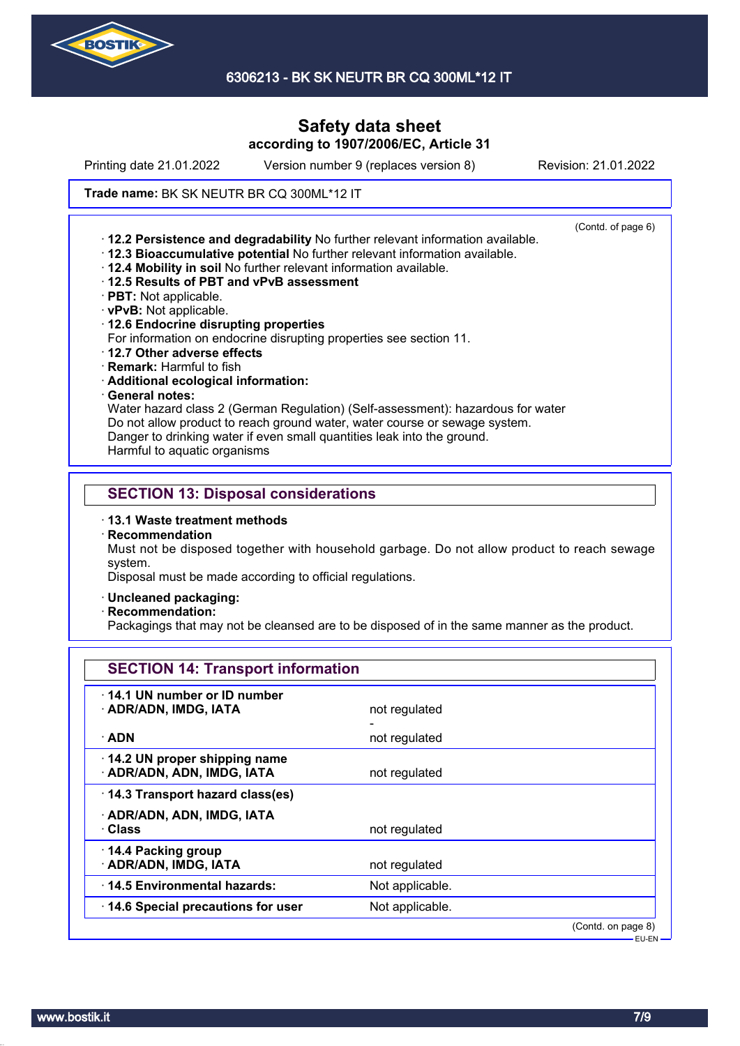Printing date 21.01.2022 Version number 9 (replaces version 8) Revision: 21.01.2022

**Trade name:** BK SK NEUTR BR CQ 300ML*12 IT

(Contd. of page 6)

- **12.2 Persistence and degradability** No further relevant information available.
- **12.3 Bioaccumulative potential** No further relevant information available.
- **12.4 Mobility in soil** No further relevant information available.
- **12.5 Results of PBT and vPvB assessment**
- **PBT:** Not applicable.
- **vPvB:** Not applicable.
- **12.6 Endocrine disrupting properties**
  For information on endocrine disrupting properties see section 11.
- **12.7 Other adverse effects**
- **Remark:** Harmful to fish
- **Additional ecological information:**
- **General notes:**
  Water hazard class 2 (German Regulation) (Self-assessment): hazardous for water
  Do not allow product to reach ground water, water course or sewage system.
  Danger to drinking water if even small quantities leak into the ground.
  Harmful to aquatic organisms

## SECTION 13: Disposal considerations

- **13.1 Waste treatment methods**
- **Recommendation**
  Must not be disposed together with household garbage. Do not allow product to reach sewage system.
  Disposal must be made according to official regulations.

- **Uncleaned packaging:**
- **Recommendation:**
  Packagings that may not be cleansed are to be disposed of in the same manner as the product.

## SECTION 14: Transport information

| | |
|---|---|
| **14.1 UN number or ID number** | |
| **ADR/ADN, IMDG, IATA** | not regulated |
| | - |
| **ADN** | not regulated |
| **14.2 UN proper shipping name** | |
| **ADR/ADN, ADN, IMDG, IATA** | not regulated |
| **14.3 Transport hazard class(es)** | |
| **ADR/ADN, ADN, IMDG, IATA** | |
| **Class** | not regulated |
| **14.4 Packing group** | |
| **ADR/ADN, IMDG, IATA** | not regulated |
| **14.5 Environmental hazards:** | Not applicable. |
| **14.6 Special precautions for user** | Not applicable. |

(Contd. on page 8)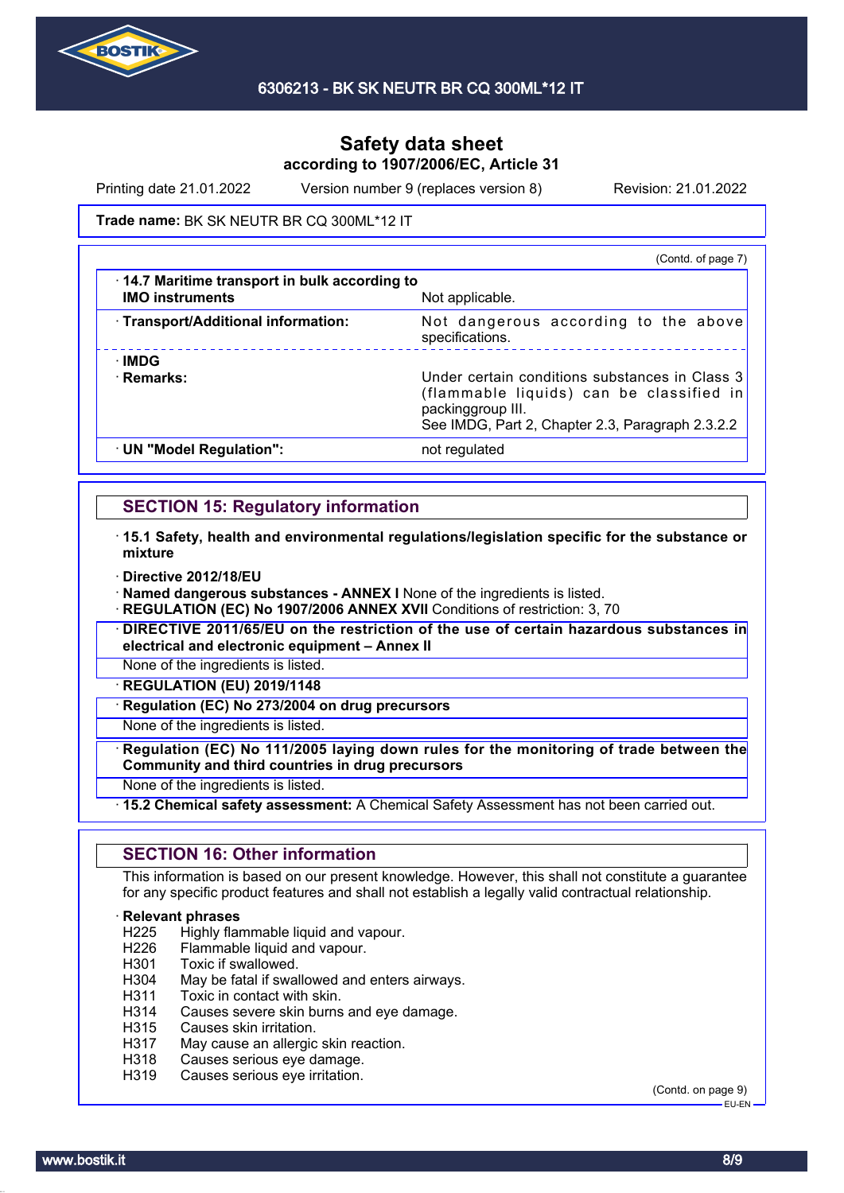# Safety data sheet

**according to 1907/2006/EC, Article 31**

Printing date 21.01.2022 Version number 9 (replaces version 8) Revision: 21.01.2022

**Trade name:** BK SK NEUTR BR CQ 300ML*12 IT

(Contd. of page 7)

| | |
|---|---|
| · **14.7 Maritime transport in bulk according to IMO instruments** | Not applicable. |
| · **Transport/Additional information:** | Not dangerous according to the above specifications. |
| · **IMDG** | |
| · **Remarks:** | Under certain conditions substances in Class 3 (flammable liquids) can be classified in packinggroup III. See IMDG, Part 2, Chapter 2.3, Paragraph 2.3.2.2 |
| · **UN "Model Regulation":** | not regulated |

## SECTION 15: Regulatory information

· **15.1 Safety, health and environmental regulations/legislation specific for the substance or mixture**

· **Directive 2012/18/EU**

· **Named dangerous substances - ANNEX I** None of the ingredients is listed.

· **REGULATION (EC) No 1907/2006 ANNEX XVII** Conditions of restriction: 3, 70

· **DIRECTIVE 2011/65/EU on the restriction of the use of certain hazardous substances in electrical and electronic equipment – Annex II**

None of the ingredients is listed.

· **REGULATION (EU) 2019/1148**

· **Regulation (EC) No 273/2004 on drug precursors**

None of the ingredients is listed.

· **Regulation (EC) No 111/2005 laying down rules for the monitoring of trade between the Community and third countries in drug precursors**

None of the ingredients is listed.

· **15.2 Chemical safety assessment:** A Chemical Safety Assessment has not been carried out.

## SECTION 16: Other information

This information is based on our present knowledge. However, this shall not constitute a guarantee for any specific product features and shall not establish a legally valid contractual relationship.

· **Relevant phrases**

H225 Highly flammable liquid and vapour.
H226 Flammable liquid and vapour.
H301 Toxic if swallowed.
H304 May be fatal if swallowed and enters airways.
H311 Toxic in contact with skin.
H314 Causes severe skin burns and eye damage.
H315 Causes skin irritation.
H317 May cause an allergic skin reaction.
H318 Causes serious eye damage.
H319 Causes serious eye irritation.

(Contd. on page 9)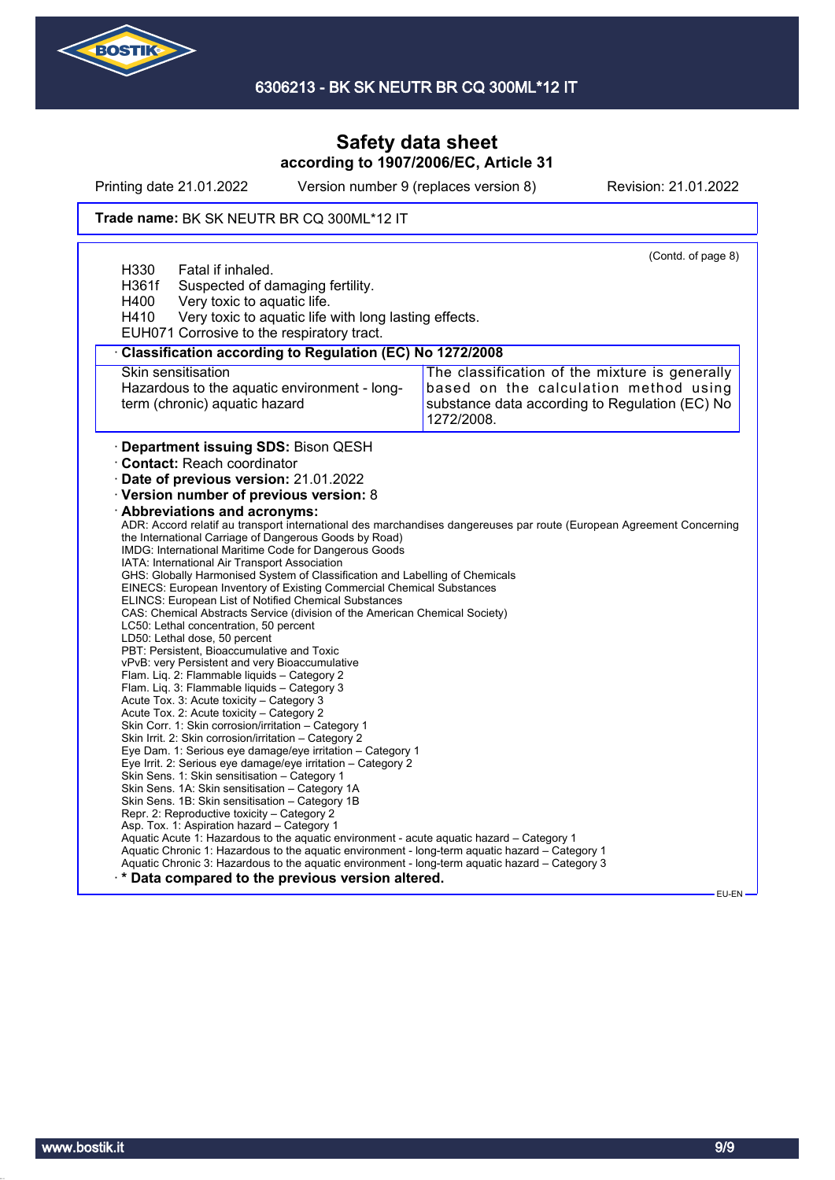(Contd. of page 8)

H330 Fatal if inhaled.
H361f Suspected of damaging fertility.
H400 Very toxic to aquatic life.
H410 Very toxic to aquatic life with long lasting effects.
EUH071 Corrosive to the respiratory tract.

· **Classification according to Regulation (EC) No 1272/2008**

| | |
|---|---|
| Skin sensitisation<br>Hazardous to the aquatic environment - long-term (chronic) aquatic hazard | The classification of the mixture is generally based on the calculation method using substance data according to Regulation (EC) No 1272/2008. |

· **Department issuing SDS:** Bison QESH
· **Contact:** Reach coordinator
· **Date of previous version:** 21.01.2022
· **Version number of previous version:** 8
· **Abbreviations and acronyms:**
ADR: Accord relatif au transport international des marchandises dangereuses par route (European Agreement Concerning the International Carriage of Dangerous Goods by Road)
IMDG: International Maritime Code for Dangerous Goods
IATA: International Air Transport Association
GHS: Globally Harmonised System of Classification and Labelling of Chemicals
EINECS: European Inventory of Existing Commercial Chemical Substances
ELINCS: European List of Notified Chemical Substances
CAS: Chemical Abstracts Service (division of the American Chemical Society)
LC50: Lethal concentration, 50 percent
LD50: Lethal dose, 50 percent
PBT: Persistent, Bioaccumulative and Toxic
vPvB: very Persistent and very Bioaccumulative
Flam. Liq. 2: Flammable liquids – Category 2
Flam. Liq. 3: Flammable liquids – Category 3
Acute Tox. 3: Acute toxicity – Category 3
Acute Tox. 2: Acute toxicity – Category 2
Skin Corr. 1: Skin corrosion/irritation – Category 1
Skin Irrit. 2: Skin corrosion/irritation – Category 2
Eye Dam. 1: Serious eye damage/eye irritation – Category 1
Eye Irrit. 2: Serious eye damage/eye irritation – Category 2
Skin Sens. 1: Skin sensitisation – Category 1
Skin Sens. 1A: Skin sensitisation – Category 1A
Skin Sens. 1B: Skin sensitisation – Category 1B
Repr. 2: Reproductive toxicity – Category 2
Asp. Tox. 1: Aspiration hazard – Category 1
Aquatic Acute 1: Hazardous to the aquatic environment - acute aquatic hazard – Category 1
Aquatic Chronic 1: Hazardous to the aquatic environment - long-term aquatic hazard – Category 1
Aquatic Chronic 3: Hazardous to the aquatic environment - long-term aquatic hazard – Category 3

· *** Data compared to the previous version altered.**

EU-EN